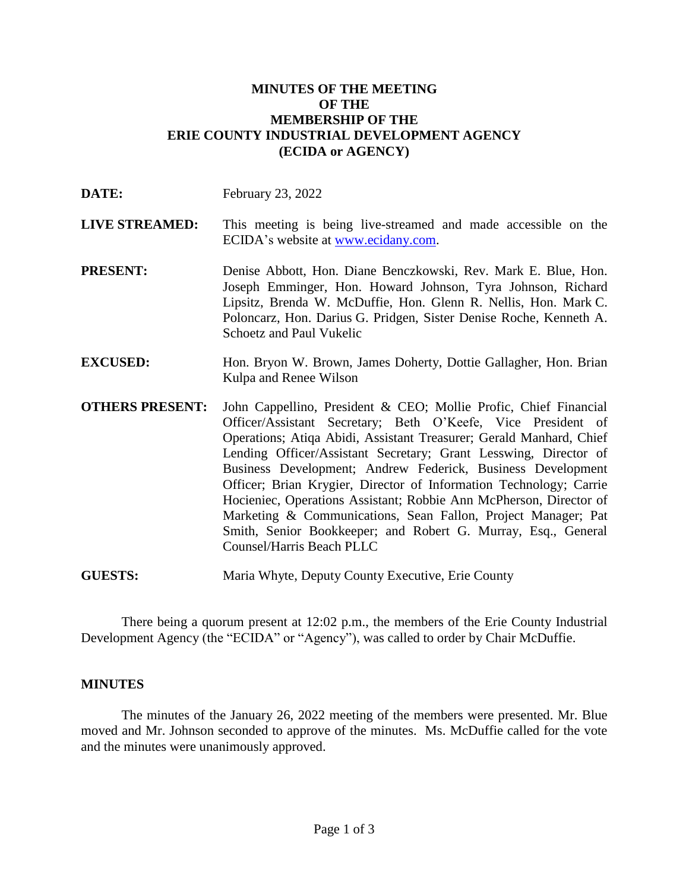# MINUTES OF THE MEETING OF THE MEMBERSHIP OF THE ERIE COUNTY INDUSTRIAL DEVELOPMENT AGENCY (ECIDA or AGENCY)

**DATE:** February 23, 2022

**LIVE STREAMED:** This meeting is being live-streamed and made accessible on the ECIDA's website at www.ecidany.com.

**PRESENT:** Denise Abbott, Hon. Diane Benczkowski, Rev. Mark E. Blue, Hon. Joseph Emminger, Hon. Howard Johnson, Tyra Johnson, Richard Lipsitz, Brenda W. McDuffie, Hon. Glenn R. Nellis, Hon. Mark C. Poloncarz, Hon. Darius G. Pridgen, Sister Denise Roche, Kenneth A. Schoetz and Paul Vukelic

**EXCUSED:** Hon. Bryon W. Brown, James Doherty, Dottie Gallagher, Hon. Brian Kulpa and Renee Wilson

**OTHERS PRESENT:** John Cappellino, President & CEO; Mollie Profic, Chief Financial Officer/Assistant Secretary; Beth O'Keefe, Vice President of Operations; Atiqa Abidi, Assistant Treasurer; Gerald Manhard, Chief Lending Officer/Assistant Secretary; Grant Lesswing, Director of Business Development; Andrew Federick, Business Development Officer; Brian Krygier, Director of Information Technology; Carrie Hocieniec, Operations Assistant; Robbie Ann McPherson, Director of Marketing & Communications, Sean Fallon, Project Manager; Pat Smith, Senior Bookkeeper; and Robert G. Murray, Esq., General Counsel/Harris Beach PLLC

**GUESTS:** Maria Whyte, Deputy County Executive, Erie County

There being a quorum present at 12:02 p.m., the members of the Erie County Industrial Development Agency (the "ECIDA" or "Agency"), was called to order by Chair McDuffie.

## MINUTES

The minutes of the January 26, 2022 meeting of the members were presented. Mr. Blue moved and Mr. Johnson seconded to approve of the minutes. Ms. McDuffie called for the vote and the minutes were unanimously approved.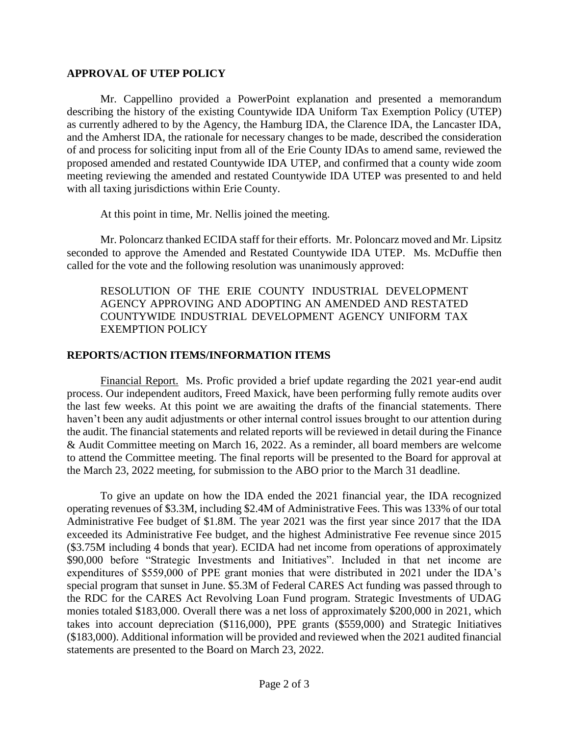## APPROVAL OF UTEP POLICY

Mr. Cappellino provided a PowerPoint explanation and presented a memorandum describing the history of the existing Countywide IDA Uniform Tax Exemption Policy (UTEP) as currently adhered to by the Agency, the Hamburg IDA, the Clarence IDA, the Lancaster IDA, and the Amherst IDA, the rationale for necessary changes to be made, described the consideration of and process for soliciting input from all of the Erie County IDAs to amend same, reviewed the proposed amended and restated Countywide IDA UTEP, and confirmed that a county wide zoom meeting reviewing the amended and restated Countywide IDA UTEP was presented to and held with all taxing jurisdictions within Erie County.

At this point in time, Mr. Nellis joined the meeting.

Mr. Poloncarz thanked ECIDA staff for their efforts. Mr. Poloncarz moved and Mr. Lipsitz seconded to approve the Amended and Restated Countywide IDA UTEP. Ms. McDuffie then called for the vote and the following resolution was unanimously approved:

> RESOLUTION OF THE ERIE COUNTY INDUSTRIAL DEVELOPMENT AGENCY APPROVING AND ADOPTING AN AMENDED AND RESTATED COUNTYWIDE INDUSTRIAL DEVELOPMENT AGENCY UNIFORM TAX EXEMPTION POLICY

## REPORTS/ACTION ITEMS/INFORMATION ITEMS

Financial Report. Ms. Profic provided a brief update regarding the 2021 year-end audit process. Our independent auditors, Freed Maxick, have been performing fully remote audits over the last few weeks. At this point we are awaiting the drafts of the financial statements. There haven't been any audit adjustments or other internal control issues brought to our attention during the audit. The financial statements and related reports will be reviewed in detail during the Finance & Audit Committee meeting on March 16, 2022. As a reminder, all board members are welcome to attend the Committee meeting. The final reports will be presented to the Board for approval at the March 23, 2022 meeting, for submission to the ABO prior to the March 31 deadline.

To give an update on how the IDA ended the 2021 financial year, the IDA recognized operating revenues of $3.3M, including $2.4M of Administrative Fees. This was 133% of our total Administrative Fee budget of $1.8M. The year 2021 was the first year since 2017 that the IDA exceeded its Administrative Fee budget, and the highest Administrative Fee revenue since 2015 ($3.75M including 4 bonds that year). ECIDA had net income from operations of approximately $90,000 before "Strategic Investments and Initiatives". Included in that net income are expenditures of $559,000 of PPE grant monies that were distributed in 2021 under the IDA's special program that sunset in June. $5.3M of Federal CARES Act funding was passed through to the RDC for the CARES Act Revolving Loan Fund program. Strategic Investments of UDAG monies totaled $183,000. Overall there was a net loss of approximately $200,000 in 2021, which takes into account depreciation ($116,000), PPE grants ($559,000) and Strategic Initiatives ($183,000). Additional information will be provided and reviewed when the 2021 audited financial statements are presented to the Board on March 23, 2022.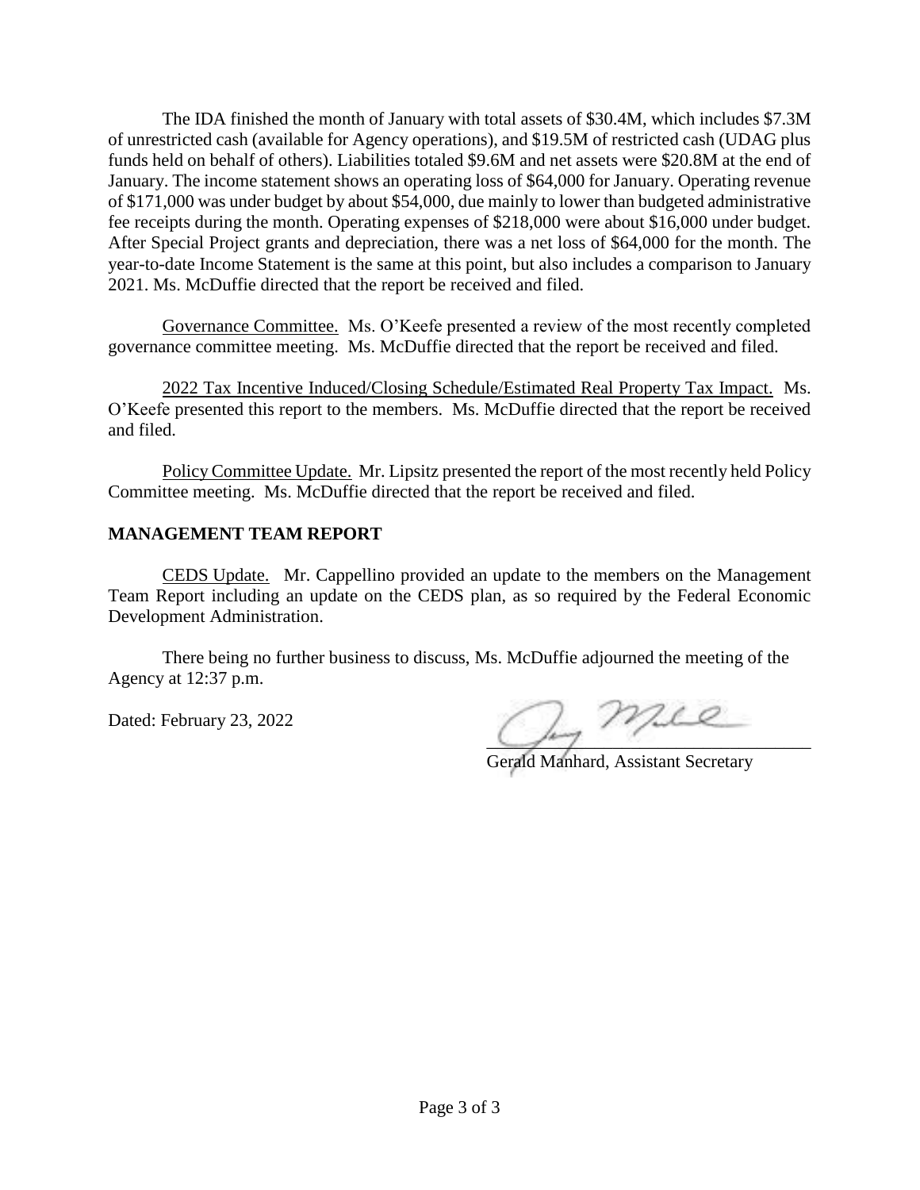The IDA finished the month of January with total assets of $30.4M, which includes $7.3M of unrestricted cash (available for Agency operations), and $19.5M of restricted cash (UDAG plus funds held on behalf of others). Liabilities totaled $9.6M and net assets were $20.8M at the end of January. The income statement shows an operating loss of $64,000 for January. Operating revenue of $171,000 was under budget by about $54,000, due mainly to lower than budgeted administrative fee receipts during the month. Operating expenses of $218,000 were about $16,000 under budget. After Special Project grants and depreciation, there was a net loss of $64,000 for the month. The year-to-date Income Statement is the same at this point, but also includes a comparison to January 2021. Ms. McDuffie directed that the report be received and filed.

Governance Committee. Ms. O'Keefe presented a review of the most recently completed governance committee meeting. Ms. McDuffie directed that the report be received and filed.

2022 Tax Incentive Induced/Closing Schedule/Estimated Real Property Tax Impact. Ms. O'Keefe presented this report to the members. Ms. McDuffie directed that the report be received and filed.

Policy Committee Update. Mr. Lipsitz presented the report of the most recently held Policy Committee meeting. Ms. McDuffie directed that the report be received and filed.

## MANAGEMENT TEAM REPORT

CEDS Update. Mr. Cappellino provided an update to the members on the Management Team Report including an update on the CEDS plan, as so required by the Federal Economic Development Administration.

There being no further business to discuss, Ms. McDuffie adjourned the meeting of the Agency at 12:37 p.m.

Dated: February 23, 2022

Gerald Manhard, Assistant Secretary